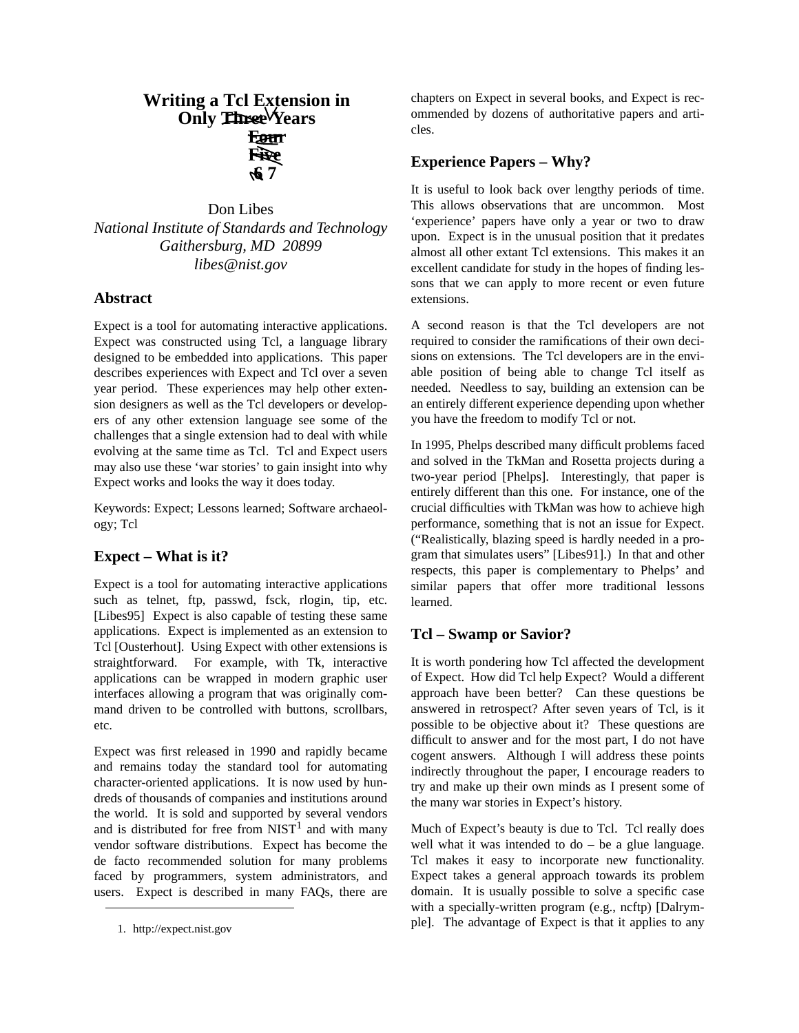# Writing a Tcl Extension in Only ~~Three~~ ~~Four~~ ~~Five~~ ~~6~~ 7 Years

Don Libes
*National Institute of Standards and Technology*
*Gaithersburg, MD 20899*
*libes@nist.gov*

## Abstract

Expect is a tool for automating interactive applications. Expect was constructed using Tcl, a language library designed to be embedded into applications. This paper describes experiences with Expect and Tcl over a seven year period. These experiences may help other extension designers as well as the Tcl developers or developers of any other extension language see some of the challenges that a single extension had to deal with while evolving at the same time as Tcl. Tcl and Expect users may also use these 'war stories' to gain insight into why Expect works and looks the way it does today.

Keywords: Expect; Lessons learned; Software archaeology; Tcl

## Expect – What is it?

Expect is a tool for automating interactive applications such as telnet, ftp, passwd, fsck, rlogin, tip, etc. [Libes95] Expect is also capable of testing these same applications. Expect is implemented as an extension to Tcl [Ousterhout]. Using Expect with other extensions is straightforward. For example, with Tk, interactive applications can be wrapped in modern graphic user interfaces allowing a program that was originally command driven to be controlled with buttons, scrollbars, etc.

Expect was first released in 1990 and rapidly became and remains today the standard tool for automating character-oriented applications. It is now used by hundreds of thousands of companies and institutions around the world. It is sold and supported by several vendors and is distributed for free from NIST[1] and with many vendor software distributions. Expect has become the de facto recommended solution for many problems faced by programmers, system administrators, and users. Expect is described in many FAQs, there are chapters on Expect in several books, and Expect is recommended by dozens of authoritative papers and articles.

1. http://expect.nist.gov

## Experience Papers – Why?

It is useful to look back over lengthy periods of time. This allows observations that are uncommon. Most 'experience' papers have only a year or two to draw upon. Expect is in the unusual position that it predates almost all other extant Tcl extensions. This makes it an excellent candidate for study in the hopes of finding lessons that we can apply to more recent or even future extensions.

A second reason is that the Tcl developers are not required to consider the ramifications of their own decisions on extensions. The Tcl developers are in the enviable position of being able to change Tcl itself as needed. Needless to say, building an extension can be an entirely different experience depending upon whether you have the freedom to modify Tcl or not.

In 1995, Phelps described many difficult problems faced and solved in the TkMan and Rosetta projects during a two-year period [Phelps]. Interestingly, that paper is entirely different than this one. For instance, one of the crucial difficulties with TkMan was how to achieve high performance, something that is not an issue for Expect. ("Realistically, blazing speed is hardly needed in a program that simulates users" [Libes91].) In that and other respects, this paper is complementary to Phelps' and similar papers that offer more traditional lessons learned.

## Tcl – Swamp or Savior?

It is worth pondering how Tcl affected the development of Expect. How did Tcl help Expect? Would a different approach have been better? Can these questions be answered in retrospect? After seven years of Tcl, is it possible to be objective about it? These questions are difficult to answer and for the most part, I do not have cogent answers. Although I will address these points indirectly throughout the paper, I encourage readers to try and make up their own minds as I present some of the many war stories in Expect's history.

Much of Expect's beauty is due to Tcl. Tcl really does well what it was intended to do – be a glue language. Tcl makes it easy to incorporate new functionality. Expect takes a general approach towards its problem domain. It is usually possible to solve a specific case with a specially-written program (e.g., ncftp) [Dalrymple]. The advantage of Expect is that it applies to any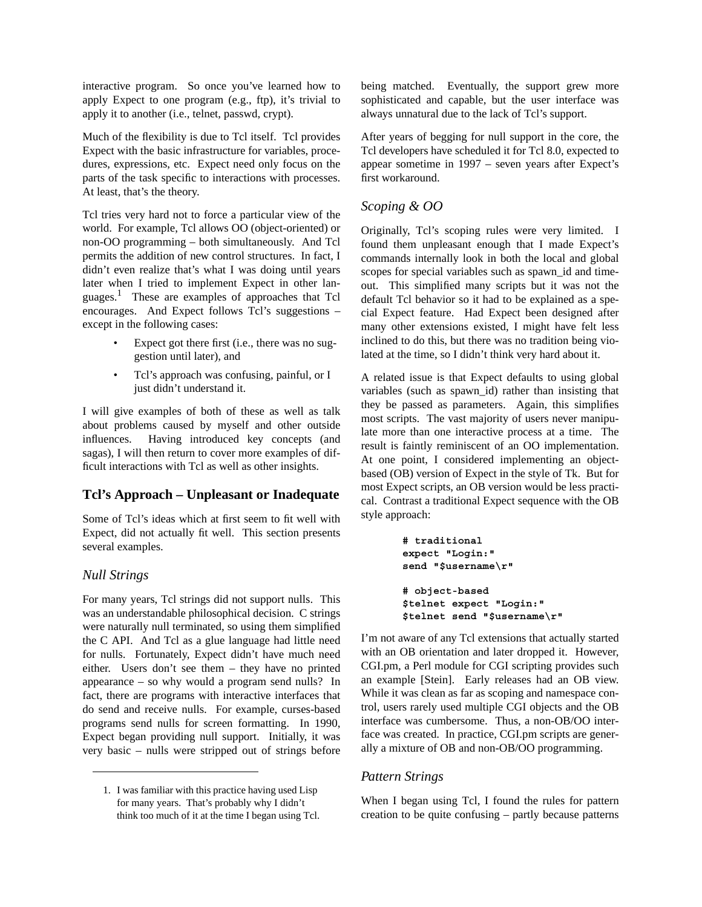interactive program. So once you've learned how to apply Expect to one program (e.g., ftp), it's trivial to apply it to another (i.e., telnet, passwd, crypt).

Much of the flexibility is due to Tcl itself. Tcl provides Expect with the basic infrastructure for variables, procedures, expressions, etc. Expect need only focus on the parts of the task specific to interactions with processes. At least, that's the theory.

Tcl tries very hard not to force a particular view of the world. For example, Tcl allows OO (object-oriented) or non-OO programming – both simultaneously. And Tcl permits the addition of new control structures. In fact, I didn't even realize that's what I was doing until years later when I tried to implement Expect in other languages.[1] These are examples of approaches that Tcl encourages. And Expect follows Tcl's suggestions – except in the following cases:

- Expect got there first (i.e., there was no suggestion until later), and
- Tcl's approach was confusing, painful, or I just didn't understand it.

I will give examples of both of these as well as talk about problems caused by myself and other outside influences. Having introduced key concepts (and sagas), I will then return to cover more examples of difficult interactions with Tcl as well as other insights.

## Tcl's Approach – Unpleasant or Inadequate

Some of Tcl's ideas which at first seem to fit well with Expect, did not actually fit well. This section presents several examples.

### *Null Strings*

For many years, Tcl strings did not support nulls. This was an understandable philosophical decision. C strings were naturally null terminated, so using them simplified the C API. And Tcl as a glue language had little need for nulls. Fortunately, Expect didn't have much need either. Users don't see them – they have no printed appearance – so why would a program send nulls? In fact, there are programs with interactive interfaces that do send and receive nulls. For example, curses-based programs send nulls for screen formatting. In 1990, Expect began providing null support. Initially, it was very basic – nulls were stripped out of strings before being matched. Eventually, the support grew more sophisticated and capable, but the user interface was always unnatural due to the lack of Tcl's support.

After years of begging for null support in the core, the Tcl developers have scheduled it for Tcl 8.0, expected to appear sometime in 1997 – seven years after Expect's first workaround.

### *Scoping & OO*

Originally, Tcl's scoping rules were very limited. I found them unpleasant enough that I made Expect's commands internally look in both the local and global scopes for special variables such as spawn_id and timeout. This simplified many scripts but it was not the default Tcl behavior so it had to be explained as a special Expect feature. Had Expect been designed after many other extensions existed, I might have felt less inclined to do this, but there was no tradition being violated at the time, so I didn't think very hard about it.

A related issue is that Expect defaults to using global variables (such as spawn_id) rather than insisting that they be passed as parameters. Again, this simplifies most scripts. The vast majority of users never manipulate more than one interactive process at a time. The result is faintly reminiscent of an OO implementation. At one point, I considered implementing an object-based (OB) version of Expect in the style of Tk. But for most Expect scripts, an OB version would be less practical. Contrast a traditional Expect sequence with the OB style approach:

```
# traditional
expect "Login:"
send "$username\r"

# object-based
$telnet expect "Login:"
$telnet send "$username\r"
```

I'm not aware of any Tcl extensions that actually started with an OB orientation and later dropped it. However, CGI.pm, a Perl module for CGI scripting provides such an example [Stein]. Early releases had an OB view. While it was clean as far as scoping and namespace control, users rarely used multiple CGI objects and the OB interface was cumbersome. Thus, a non-OB/OO interface was created. In practice, CGI.pm scripts are generally a mixture of OB and non-OB/OO programming.

### *Pattern Strings*

When I began using Tcl, I found the rules for pattern creation to be quite confusing – partly because patterns

---

1. I was familiar with this practice having used Lisp for many years. That's probably why I didn't think too much of it at the time I began using Tcl.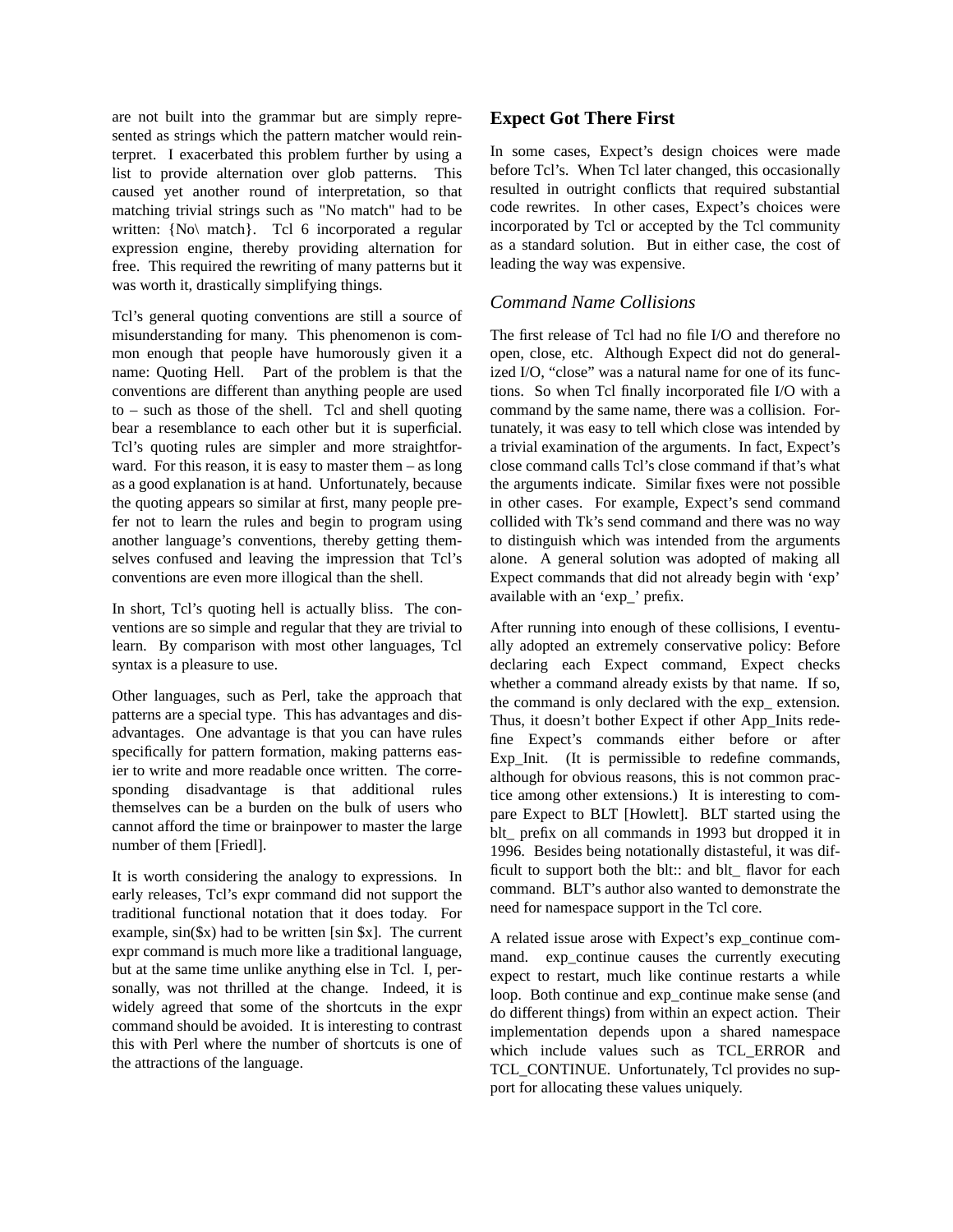are not built into the grammar but are simply represented as strings which the pattern matcher would reinterpret. I exacerbated this problem further by using a list to provide alternation over glob patterns. This caused yet another round of interpretation, so that matching trivial strings such as "No match" had to be written: {No\ match}. Tcl 6 incorporated a regular expression engine, thereby providing alternation for free. This required the rewriting of many patterns but it was worth it, drastically simplifying things.

Tcl's general quoting conventions are still a source of misunderstanding for many. This phenomenon is common enough that people have humorously given it a name: Quoting Hell. Part of the problem is that the conventions are different than anything people are used to – such as those of the shell. Tcl and shell quoting bear a resemblance to each other but it is superficial. Tcl's quoting rules are simpler and more straightforward. For this reason, it is easy to master them – as long as a good explanation is at hand. Unfortunately, because the quoting appears so similar at first, many people prefer not to learn the rules and begin to program using another language's conventions, thereby getting themselves confused and leaving the impression that Tcl's conventions are even more illogical than the shell.

In short, Tcl's quoting hell is actually bliss. The conventions are so simple and regular that they are trivial to learn. By comparison with most other languages, Tcl syntax is a pleasure to use.

Other languages, such as Perl, take the approach that patterns are a special type. This has advantages and disadvantages. One advantage is that you can have rules specifically for pattern formation, making patterns easier to write and more readable once written. The corresponding disadvantage is that additional rules themselves can be a burden on the bulk of users who cannot afford the time or brainpower to master the large number of them [Friedl].

It is worth considering the analogy to expressions. In early releases, Tcl's expr command did not support the traditional functional notation that it does today. For example, sin($x) had to be written [sin $x]. The current expr command is much more like a traditional language, but at the same time unlike anything else in Tcl. I, personally, was not thrilled at the change. Indeed, it is widely agreed that some of the shortcuts in the expr command should be avoided. It is interesting to contrast this with Perl where the number of shortcuts is one of the attractions of the language.

## Expect Got There First

In some cases, Expect's design choices were made before Tcl's. When Tcl later changed, this occasionally resulted in outright conflicts that required substantial code rewrites. In other cases, Expect's choices were incorporated by Tcl or accepted by the Tcl community as a standard solution. But in either case, the cost of leading the way was expensive.

### *Command Name Collisions*

The first release of Tcl had no file I/O and therefore no open, close, etc. Although Expect did not do generalized I/O, "close" was a natural name for one of its functions. So when Tcl finally incorporated file I/O with a command by the same name, there was a collision. Fortunately, it was easy to tell which close was intended by a trivial examination of the arguments. In fact, Expect's close command calls Tcl's close command if that's what the arguments indicate. Similar fixes were not possible in other cases. For example, Expect's send command collided with Tk's send command and there was no way to distinguish which was intended from the arguments alone. A general solution was adopted of making all Expect commands that did not already begin with 'exp' available with an 'exp_' prefix.

After running into enough of these collisions, I eventually adopted an extremely conservative policy: Before declaring each Expect command, Expect checks whether a command already exists by that name. If so, the command is only declared with the exp_ extension. Thus, it doesn't bother Expect if other App_Inits redefine Expect's commands either before or after Exp_Init. (It is permissible to redefine commands, although for obvious reasons, this is not common practice among other extensions.) It is interesting to compare Expect to BLT [Howlett]. BLT started using the blt_ prefix on all commands in 1993 but dropped it in 1996. Besides being notationally distasteful, it was difficult to support both the blt:: and blt_ flavor for each command. BLT's author also wanted to demonstrate the need for namespace support in the Tcl core.

A related issue arose with Expect's exp_continue command. exp_continue causes the currently executing expect to restart, much like continue restarts a while loop. Both continue and exp_continue make sense (and do different things) from within an expect action. Their implementation depends upon a shared namespace which include values such as TCL_ERROR and TCL_CONTINUE. Unfortunately, Tcl provides no support for allocating these values uniquely.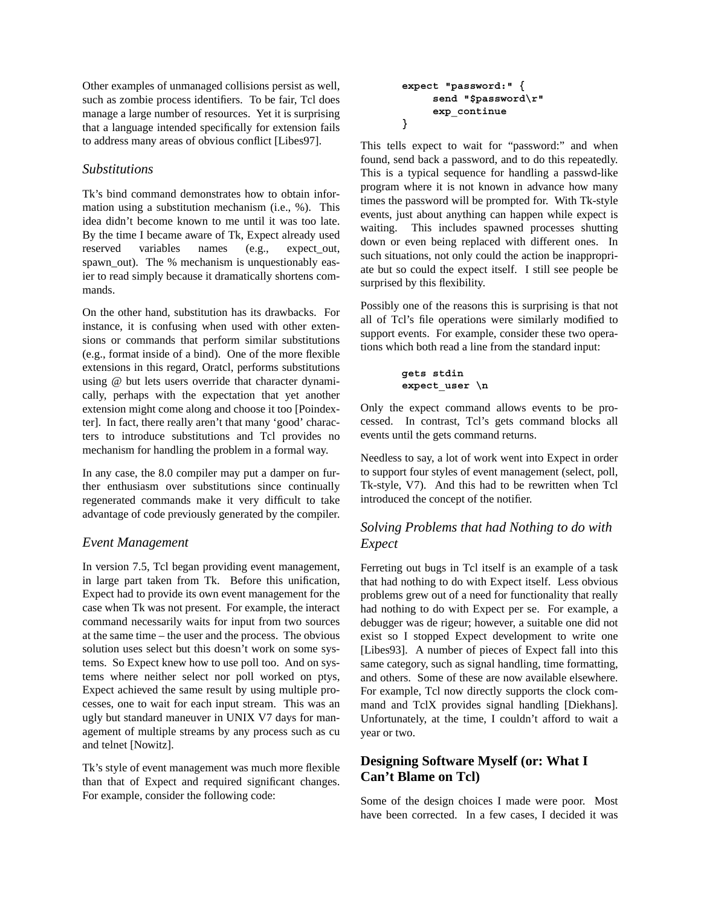Other examples of unmanaged collisions persist as well, such as zombie process identifiers. To be fair, Tcl does manage a large number of resources. Yet it is surprising that a language intended specifically for extension fails to address many areas of obvious conflict [Libes97].

### *Substitutions*

Tk's bind command demonstrates how to obtain information using a substitution mechanism (i.e., %). This idea didn't become known to me until it was too late. By the time I became aware of Tk, Expect already used reserved variables names (e.g., expect_out, spawn_out). The % mechanism is unquestionably easier to read simply because it dramatically shortens commands.

On the other hand, substitution has its drawbacks. For instance, it is confusing when used with other extensions or commands that perform similar substitutions (e.g., format inside of a bind). One of the more flexible extensions in this regard, Oratcl, performs substitutions using @ but lets users override that character dynamically, perhaps with the expectation that yet another extension might come along and choose it too [Poindexter]. In fact, there really aren't that many 'good' characters to introduce substitutions and Tcl provides no mechanism for handling the problem in a formal way.

In any case, the 8.0 compiler may put a damper on further enthusiasm over substitutions since continually regenerated commands make it very difficult to take advantage of code previously generated by the compiler.

### *Event Management*

In version 7.5, Tcl began providing event management, in large part taken from Tk. Before this unification, Expect had to provide its own event management for the case when Tk was not present. For example, the interact command necessarily waits for input from two sources at the same time – the user and the process. The obvious solution uses select but this doesn't work on some systems. So Expect knew how to use poll too. And on systems where neither select nor poll worked on ptys, Expect achieved the same result by using multiple processes, one to wait for each input stream. This was an ugly but standard maneuver in UNIX V7 days for management of multiple streams by any process such as cu and telnet [Nowitz].

Tk's style of event management was much more flexible than that of Expect and required significant changes. For example, consider the following code:

```
expect "password:" {
    send "$password\r"
    exp_continue
}
```

This tells expect to wait for "password:" and when found, send back a password, and to do this repeatedly. This is a typical sequence for handling a passwd-like program where it is not known in advance how many times the password will be prompted for. With Tk-style events, just about anything can happen while expect is waiting. This includes spawned processes shutting down or even being replaced with different ones. In such situations, not only could the action be inappropriate but so could the expect itself. I still see people be surprised by this flexibility.

Possibly one of the reasons this is surprising is that not all of Tcl's file operations were similarly modified to support events. For example, consider these two operations which both read a line from the standard input:

```
gets stdin
expect_user \n
```

Only the expect command allows events to be processed. In contrast, Tcl's gets command blocks all events until the gets command returns.

Needless to say, a lot of work went into Expect in order to support four styles of event management (select, poll, Tk-style, V7). And this had to be rewritten when Tcl introduced the concept of the notifier.

### *Solving Problems that had Nothing to do with Expect*

Ferreting out bugs in Tcl itself is an example of a task that had nothing to do with Expect itself. Less obvious problems grew out of a need for functionality that really had nothing to do with Expect per se. For example, a debugger was de rigeur; however, a suitable one did not exist so I stopped Expect development to write one [Libes93]. A number of pieces of Expect fall into this same category, such as signal handling, time formatting, and others. Some of these are now available elsewhere. For example, Tcl now directly supports the clock command and TclX provides signal handling [Diekhans]. Unfortunately, at the time, I couldn't afford to wait a year or two.

## **Designing Software Myself (or: What I Can't Blame on Tcl)**

Some of the design choices I made were poor. Most have been corrected. In a few cases, I decided it was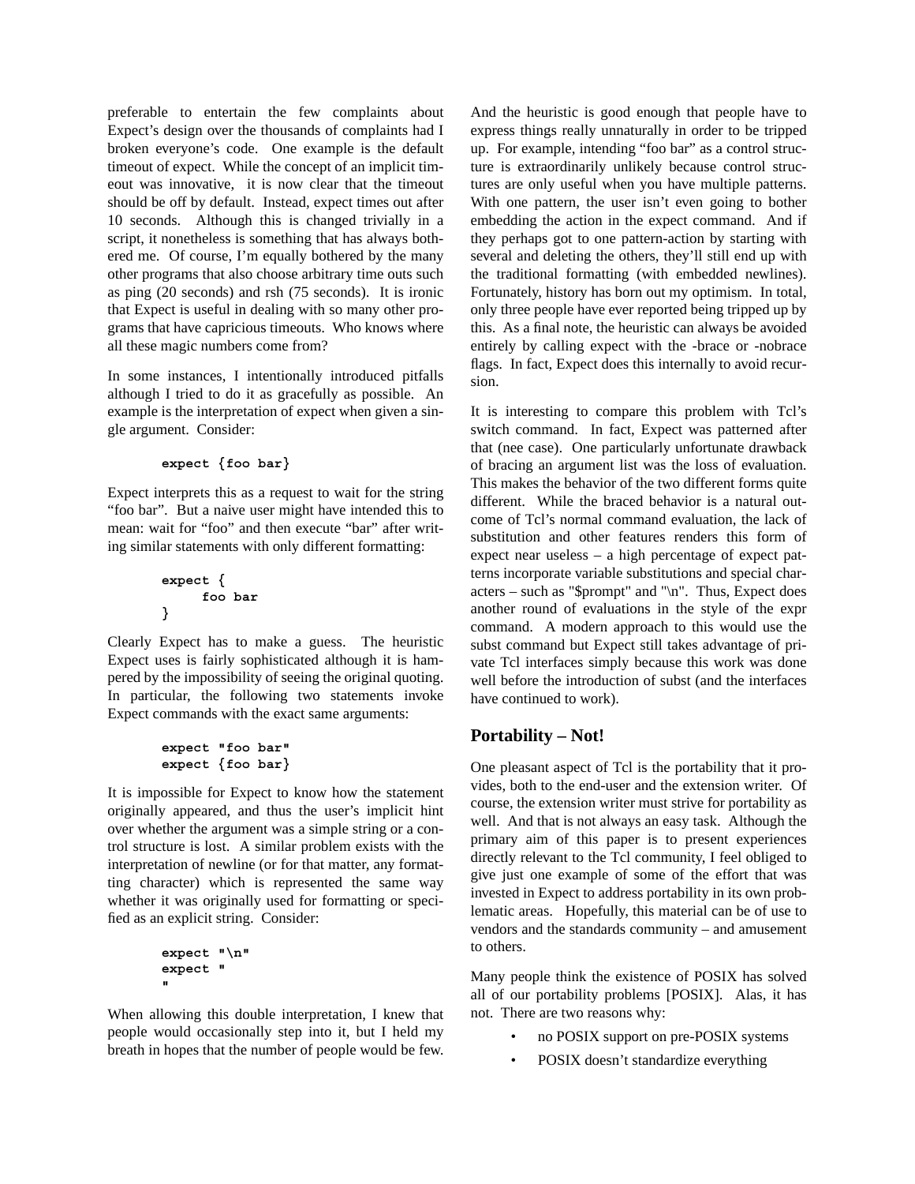preferable to entertain the few complaints about Expect's design over the thousands of complaints had I broken everyone's code. One example is the default timeout of expect. While the concept of an implicit timeout was innovative, it is now clear that the timeout should be off by default. Instead, expect times out after 10 seconds. Although this is changed trivially in a script, it nonetheless is something that has always bothered me. Of course, I'm equally bothered by the many other programs that also choose arbitrary time outs such as ping (20 seconds) and rsh (75 seconds). It is ironic that Expect is useful in dealing with so many other programs that have capricious timeouts. Who knows where all these magic numbers come from?

In some instances, I intentionally introduced pitfalls although I tried to do it as gracefully as possible. An example is the interpretation of expect when given a single argument. Consider:

```
expect {foo bar}
```

Expect interprets this as a request to wait for the string "foo bar". But a naive user might have intended this to mean: wait for "foo" and then execute "bar" after writing similar statements with only different formatting:

```
expect {
    foo bar
}
```

Clearly Expect has to make a guess. The heuristic Expect uses is fairly sophisticated although it is hampered by the impossibility of seeing the original quoting. In particular, the following two statements invoke Expect commands with the exact same arguments:

```
expect "foo bar"
expect {foo bar}
```

It is impossible for Expect to know how the statement originally appeared, and thus the user's implicit hint over whether the argument was a simple string or a control structure is lost. A similar problem exists with the interpretation of newline (or for that matter, any formatting character) which is represented the same way whether it was originally used for formatting or specified as an explicit string. Consider:

```
expect "\n"
expect "
"
```

When allowing this double interpretation, I knew that people would occasionally step into it, but I held my breath in hopes that the number of people would be few. And the heuristic is good enough that people have to express things really unnaturally in order to be tripped up. For example, intending "foo bar" as a control structure is extraordinarily unlikely because control structures are only useful when you have multiple patterns. With one pattern, the user isn't even going to bother embedding the action in the expect command. And if they perhaps got to one pattern-action by starting with several and deleting the others, they'll still end up with the traditional formatting (with embedded newlines). Fortunately, history has born out my optimism. In total, only three people have ever reported being tripped up by this. As a final note, the heuristic can always be avoided entirely by calling expect with the -brace or -nobrace flags. In fact, Expect does this internally to avoid recursion.

It is interesting to compare this problem with Tcl's switch command. In fact, Expect was patterned after that (nee case). One particularly unfortunate drawback of bracing an argument list was the loss of evaluation. This makes the behavior of the two different forms quite different. While the braced behavior is a natural outcome of Tcl's normal command evaluation, the lack of substitution and other features renders this form of expect near useless – a high percentage of expect patterns incorporate variable substitutions and special characters – such as "$prompt" and "\n". Thus, Expect does another round of evaluations in the style of the expr command. A modern approach to this would use the subst command but Expect still takes advantage of private Tcl interfaces simply because this work was done well before the introduction of subst (and the interfaces have continued to work).

## Portability – Not!

One pleasant aspect of Tcl is the portability that it provides, both to the end-user and the extension writer. Of course, the extension writer must strive for portability as well. And that is not always an easy task. Although the primary aim of this paper is to present experiences directly relevant to the Tcl community, I feel obliged to give just one example of some of the effort that was invested in Expect to address portability in its own problematic areas. Hopefully, this material can be of use to vendors and the standards community – and amusement to others.

Many people think the existence of POSIX has solved all of our portability problems [POSIX]. Alas, it has not. There are two reasons why:

- no POSIX support on pre-POSIX systems
- POSIX doesn't standardize everything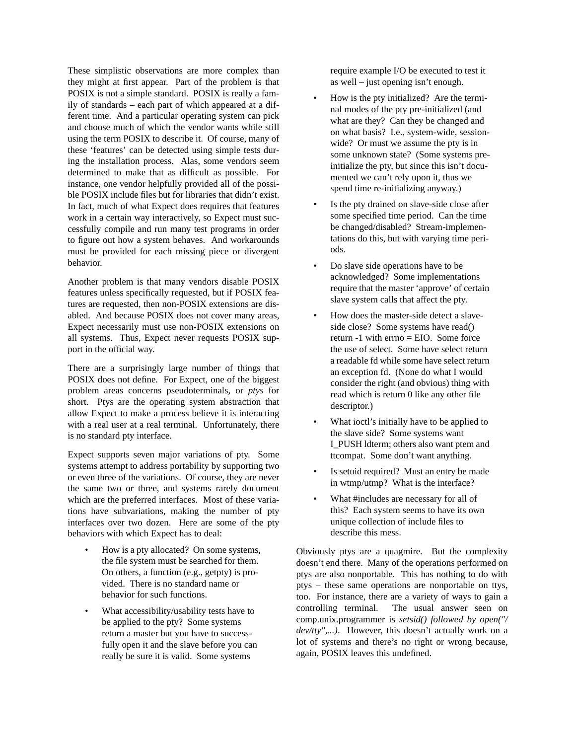These simplistic observations are more complex than they might at first appear. Part of the problem is that POSIX is not a simple standard. POSIX is really a family of standards – each part of which appeared at a different time. And a particular operating system can pick and choose much of which the vendor wants while still using the term POSIX to describe it. Of course, many of these 'features' can be detected using simple tests during the installation process. Alas, some vendors seem determined to make that as difficult as possible. For instance, one vendor helpfully provided all of the possible POSIX include files but for libraries that didn't exist. In fact, much of what Expect does requires that features work in a certain way interactively, so Expect must successfully compile and run many test programs in order to figure out how a system behaves. And workarounds must be provided for each missing piece or divergent behavior.

Another problem is that many vendors disable POSIX features unless specifically requested, but if POSIX features are requested, then non-POSIX extensions are disabled. And because POSIX does not cover many areas, Expect necessarily must use non-POSIX extensions on all systems. Thus, Expect never requests POSIX support in the official way.

There are a surprisingly large number of things that POSIX does not define. For Expect, one of the biggest problem areas concerns pseudoterminals, or *ptys* for short. Ptys are the operating system abstraction that allow Expect to make a process believe it is interacting with a real user at a real terminal. Unfortunately, there is no standard pty interface.

Expect supports seven major variations of pty. Some systems attempt to address portability by supporting two or even three of the variations. Of course, they are never the same two or three, and systems rarely document which are the preferred interfaces. Most of these variations have subvariations, making the number of pty interfaces over two dozen. Here are some of the pty behaviors with which Expect has to deal:

- How is a pty allocated? On some systems, the file system must be searched for them. On others, a function (e.g., getpty) is provided. There is no standard name or behavior for such functions.
- What accessibility/usability tests have to be applied to the pty? Some systems return a master but you have to successfully open it and the slave before you can really be sure it is valid. Some systems require example I/O be executed to test it as well – just opening isn't enough.
- How is the pty initialized? Are the terminal modes of the pty pre-initialized (and what are they? Can they be changed and on what basis? I.e., system-wide, session-wide? Or must we assume the pty is in some unknown state? (Some systems pre-initialize the pty, but since this isn't documented we can't rely upon it, thus we spend time re-initializing anyway.)
- Is the pty drained on slave-side close after some specified time period. Can the time be changed/disabled? Stream-implementations do this, but with varying time periods.
- Do slave side operations have to be acknowledged? Some implementations require that the master 'approve' of certain slave system calls that affect the pty.
- How does the master-side detect a slave-side close? Some systems have read() return -1 with errno = EIO. Some force the use of select. Some have select return a readable fd while some have select return an exception fd. (None do what I would consider the right (and obvious) thing with read which is return 0 like any other file descriptor.)
- What ioctl's initially have to be applied to the slave side? Some systems want I_PUSH ldterm; others also want ptem and ttcompat. Some don't want anything.
- Is setuid required? Must an entry be made in wtmp/utmp? What is the interface?
- What #includes are necessary for all of this? Each system seems to have its own unique collection of include files to describe this mess.

Obviously ptys are a quagmire. But the complexity doesn't end there. Many of the operations performed on ptys are also nonportable. This has nothing to do with ptys – these same operations are nonportable on ttys, too. For instance, there are a variety of ways to gain a controlling terminal. The usual answer seen on comp.unix.programmer is *setsid() followed by open("/dev/tty",...)*. However, this doesn't actually work on a lot of systems and there's no right or wrong because, again, POSIX leaves this undefined.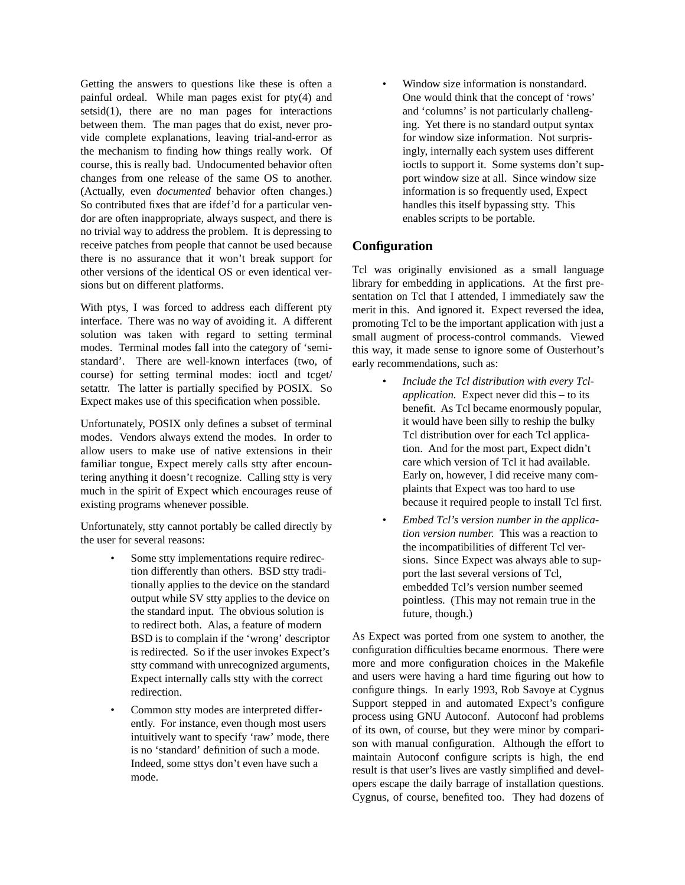Getting the answers to questions like these is often a painful ordeal. While man pages exist for pty(4) and setsid(1), there are no man pages for interactions between them. The man pages that do exist, never provide complete explanations, leaving trial-and-error as the mechanism to finding how things really work. Of course, this is really bad. Undocumented behavior often changes from one release of the same OS to another. (Actually, even *documented* behavior often changes.) So contributed fixes that are ifdef'd for a particular vendor are often inappropriate, always suspect, and there is no trivial way to address the problem. It is depressing to receive patches from people that cannot be used because there is no assurance that it won't break support for other versions of the identical OS or even identical versions but on different platforms.

With ptys, I was forced to address each different pty interface. There was no way of avoiding it. A different solution was taken with regard to setting terminal modes. Terminal modes fall into the category of 'semi-standard'. There are well-known interfaces (two, of course) for setting terminal modes: ioctl and tcget/setattr. The latter is partially specified by POSIX. So Expect makes use of this specification when possible.

Unfortunately, POSIX only defines a subset of terminal modes. Vendors always extend the modes. In order to allow users to make use of native extensions in their familiar tongue, Expect merely calls stty after encountering anything it doesn't recognize. Calling stty is very much in the spirit of Expect which encourages reuse of existing programs whenever possible.

Unfortunately, stty cannot portably be called directly by the user for several reasons:

- Some stty implementations require redirection differently than others. BSD stty traditionally applies to the device on the standard output while SV stty applies to the device on the standard input. The obvious solution is to redirect both. Alas, a feature of modern BSD is to complain if the 'wrong' descriptor is redirected. So if the user invokes Expect's stty command with unrecognized arguments, Expect internally calls stty with the correct redirection.
- Common stty modes are interpreted differently. For instance, even though most users intuitively want to specify 'raw' mode, there is no 'standard' definition of such a mode. Indeed, some sttys don't even have such a mode.
- Window size information is nonstandard. One would think that the concept of 'rows' and 'columns' is not particularly challenging. Yet there is no standard output syntax for window size information. Not surprisingly, internally each system uses different ioctls to support it. Some systems don't support window size at all. Since window size information is so frequently used, Expect handles this itself bypassing stty. This enables scripts to be portable.

## Configuration

Tcl was originally envisioned as a small language library for embedding in applications. At the first presentation on Tcl that I attended, I immediately saw the merit in this. And ignored it. Expect reversed the idea, promoting Tcl to be the important application with just a small augment of process-control commands. Viewed this way, it made sense to ignore some of Ousterhout's early recommendations, such as:

- *Include the Tcl distribution with every Tcl-application.* Expect never did this – to its benefit. As Tcl became enormously popular, it would have been silly to reship the bulky Tcl distribution over for each Tcl application. And for the most part, Expect didn't care which version of Tcl it had available. Early on, however, I did receive many complaints that Expect was too hard to use because it required people to install Tcl first.
- *Embed Tcl's version number in the application version number.* This was a reaction to the incompatibilities of different Tcl versions. Since Expect was always able to support the last several versions of Tcl, embedded Tcl's version number seemed pointless. (This may not remain true in the future, though.)

As Expect was ported from one system to another, the configuration difficulties became enormous. There were more and more configuration choices in the Makefile and users were having a hard time figuring out how to configure things. In early 1993, Rob Savoye at Cygnus Support stepped in and automated Expect's configure process using GNU Autoconf. Autoconf had problems of its own, of course, but they were minor by comparison with manual configuration. Although the effort to maintain Autoconf configure scripts is high, the end result is that user's lives are vastly simplified and developers escape the daily barrage of installation questions. Cygnus, of course, benefited too. They had dozens of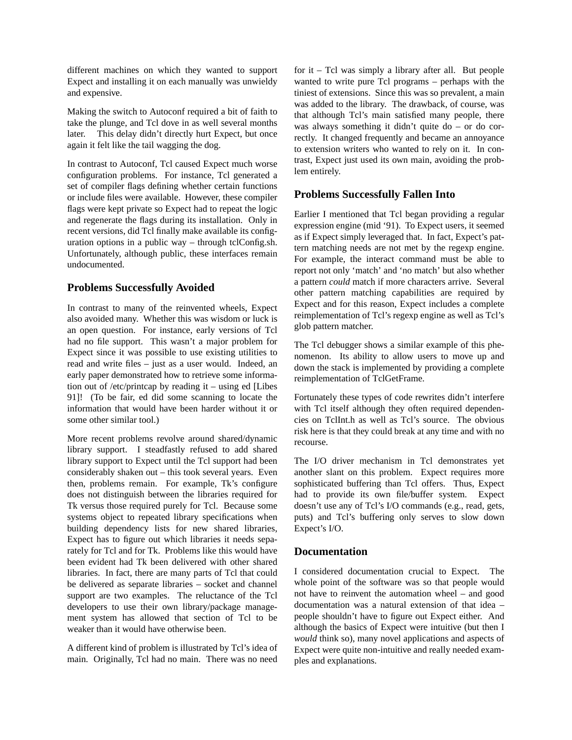different machines on which they wanted to support Expect and installing it on each manually was unwieldy and expensive.

Making the switch to Autoconf required a bit of faith to take the plunge, and Tcl dove in as well several months later. This delay didn't directly hurt Expect, but once again it felt like the tail wagging the dog.

In contrast to Autoconf, Tcl caused Expect much worse configuration problems. For instance, Tcl generated a set of compiler flags defining whether certain functions or include files were available. However, these compiler flags were kept private so Expect had to repeat the logic and regenerate the flags during its installation. Only in recent versions, did Tcl finally make available its configuration options in a public way – through tclConfig.sh. Unfortunately, although public, these interfaces remain undocumented.

## Problems Successfully Avoided

In contrast to many of the reinvented wheels, Expect also avoided many. Whether this was wisdom or luck is an open question. For instance, early versions of Tcl had no file support. This wasn't a major problem for Expect since it was possible to use existing utilities to read and write files – just as a user would. Indeed, an early paper demonstrated how to retrieve some information out of /etc/printcap by reading it – using ed [Libes 91]! (To be fair, ed did some scanning to locate the information that would have been harder without it or some other similar tool.)

More recent problems revolve around shared/dynamic library support. I steadfastly refused to add shared library support to Expect until the Tcl support had been considerably shaken out – this took several years. Even then, problems remain. For example, Tk's configure does not distinguish between the libraries required for Tk versus those required purely for Tcl. Because some systems object to repeated library specifications when building dependency lists for new shared libraries, Expect has to figure out which libraries it needs separately for Tcl and for Tk. Problems like this would have been evident had Tk been delivered with other shared libraries. In fact, there are many parts of Tcl that could be delivered as separate libraries – socket and channel support are two examples. The reluctance of the Tcl developers to use their own library/package management system has allowed that section of Tcl to be weaker than it would have otherwise been.

A different kind of problem is illustrated by Tcl's idea of main. Originally, Tcl had no main. There was no need for it – Tcl was simply a library after all. But people wanted to write pure Tcl programs – perhaps with the tiniest of extensions. Since this was so prevalent, a main was added to the library. The drawback, of course, was that although Tcl's main satisfied many people, there was always something it didn't quite do – or do correctly. It changed frequently and became an annoyance to extension writers who wanted to rely on it. In contrast, Expect just used its own main, avoiding the problem entirely.

## Problems Successfully Fallen Into

Earlier I mentioned that Tcl began providing a regular expression engine (mid '91). To Expect users, it seemed as if Expect simply leveraged that. In fact, Expect's pattern matching needs are not met by the regexp engine. For example, the interact command must be able to report not only 'match' and 'no match' but also whether a pattern *could* match if more characters arrive. Several other pattern matching capabilities are required by Expect and for this reason, Expect includes a complete reimplementation of Tcl's regexp engine as well as Tcl's glob pattern matcher.

The Tcl debugger shows a similar example of this phenomenon. Its ability to allow users to move up and down the stack is implemented by providing a complete reimplementation of TclGetFrame.

Fortunately these types of code rewrites didn't interfere with Tcl itself although they often required dependencies on TclInt.h as well as Tcl's source. The obvious risk here is that they could break at any time and with no recourse.

The I/O driver mechanism in Tcl demonstrates yet another slant on this problem. Expect requires more sophisticated buffering than Tcl offers. Thus, Expect had to provide its own file/buffer system. Expect doesn't use any of Tcl's I/O commands (e.g., read, gets, puts) and Tcl's buffering only serves to slow down Expect's I/O.

## Documentation

I considered documentation crucial to Expect. The whole point of the software was so that people would not have to reinvent the automation wheel – and good documentation was a natural extension of that idea – people shouldn't have to figure out Expect either. And although the basics of Expect were intuitive (but then I *would* think so), many novel applications and aspects of Expect were quite non-intuitive and really needed examples and explanations.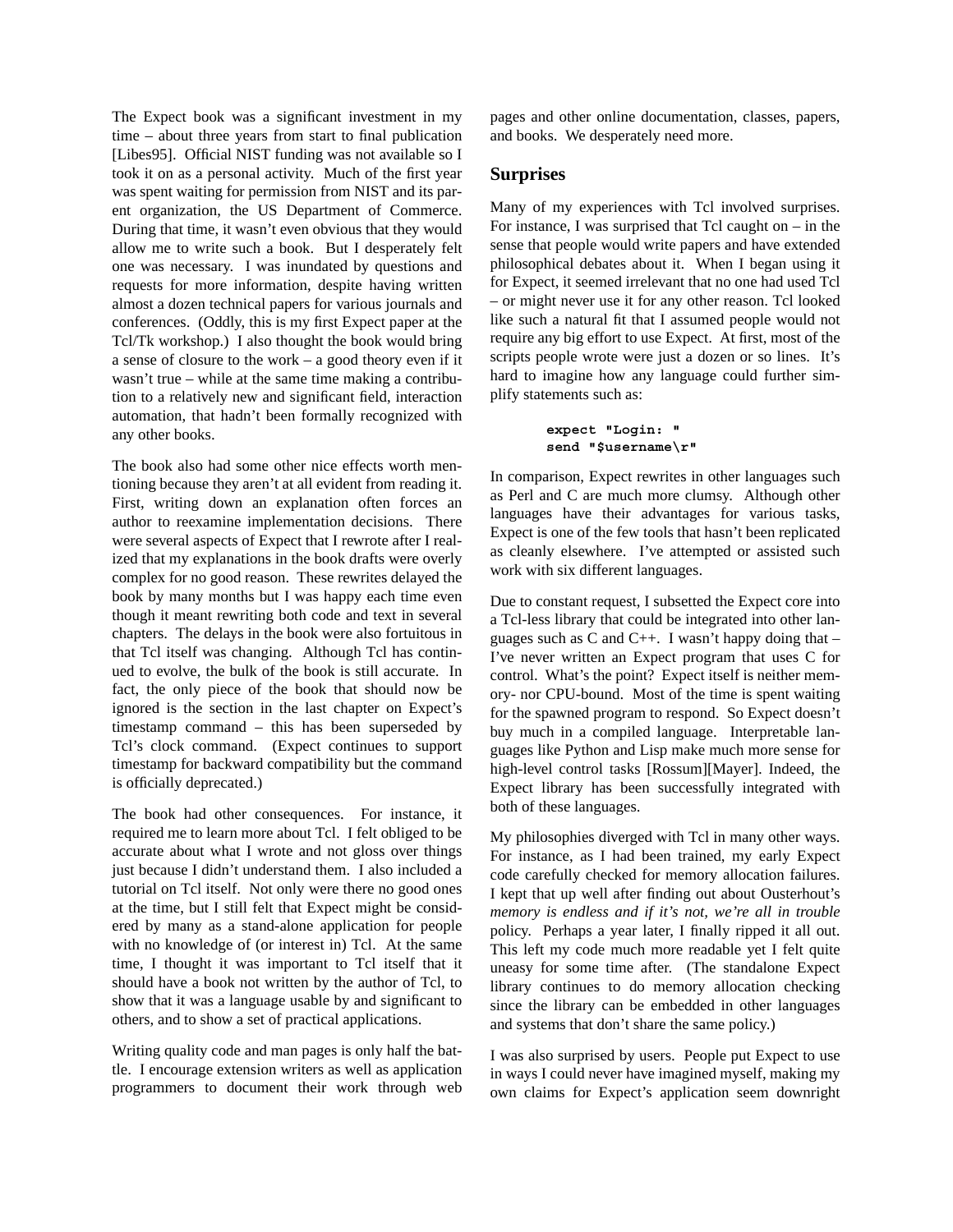The Expect book was a significant investment in my time – about three years from start to final publication [Libes95]. Official NIST funding was not available so I took it on as a personal activity. Much of the first year was spent waiting for permission from NIST and its parent organization, the US Department of Commerce. During that time, it wasn't even obvious that they would allow me to write such a book. But I desperately felt one was necessary. I was inundated by questions and requests for more information, despite having written almost a dozen technical papers for various journals and conferences. (Oddly, this is my first Expect paper at the Tcl/Tk workshop.) I also thought the book would bring a sense of closure to the work – a good theory even if it wasn't true – while at the same time making a contribution to a relatively new and significant field, interaction automation, that hadn't been formally recognized with any other books.

The book also had some other nice effects worth mentioning because they aren't at all evident from reading it. First, writing down an explanation often forces an author to reexamine implementation decisions. There were several aspects of Expect that I rewrote after I realized that my explanations in the book drafts were overly complex for no good reason. These rewrites delayed the book by many months but I was happy each time even though it meant rewriting both code and text in several chapters. The delays in the book were also fortuitous in that Tcl itself was changing. Although Tcl has continued to evolve, the bulk of the book is still accurate. In fact, the only piece of the book that should now be ignored is the section in the last chapter on Expect's timestamp command – this has been superseded by Tcl's clock command. (Expect continues to support timestamp for backward compatibility but the command is officially deprecated.)

The book had other consequences. For instance, it required me to learn more about Tcl. I felt obliged to be accurate about what I wrote and not gloss over things just because I didn't understand them. I also included a tutorial on Tcl itself. Not only were there no good ones at the time, but I still felt that Expect might be considered by many as a stand-alone application for people with no knowledge of (or interest in) Tcl. At the same time, I thought it was important to Tcl itself that it should have a book not written by the author of Tcl, to show that it was a language usable by and significant to others, and to show a set of practical applications.

Writing quality code and man pages is only half the battle. I encourage extension writers as well as application programmers to document their work through web pages and other online documentation, classes, papers, and books. We desperately need more.

## Surprises

Many of my experiences with Tcl involved surprises. For instance, I was surprised that Tcl caught on – in the sense that people would write papers and have extended philosophical debates about it. When I began using it for Expect, it seemed irrelevant that no one had used Tcl – or might never use it for any other reason. Tcl looked like such a natural fit that I assumed people would not require any big effort to use Expect. At first, most of the scripts people wrote were just a dozen or so lines. It's hard to imagine how any language could further simplify statements such as:

```
expect "Login: "
send "$username\r"
```

In comparison, Expect rewrites in other languages such as Perl and C are much more clumsy. Although other languages have their advantages for various tasks, Expect is one of the few tools that hasn't been replicated as cleanly elsewhere. I've attempted or assisted such work with six different languages.

Due to constant request, I subsetted the Expect core into a Tcl-less library that could be integrated into other languages such as C and C++. I wasn't happy doing that – I've never written an Expect program that uses C for control. What's the point? Expect itself is neither memory- nor CPU-bound. Most of the time is spent waiting for the spawned program to respond. So Expect doesn't buy much in a compiled language. Interpretable languages like Python and Lisp make much more sense for high-level control tasks [Rossum][Mayer]. Indeed, the Expect library has been successfully integrated with both of these languages.

My philosophies diverged with Tcl in many other ways. For instance, as I had been trained, my early Expect code carefully checked for memory allocation failures. I kept that up well after finding out about Ousterhout's *memory is endless and if it's not, we're all in trouble* policy. Perhaps a year later, I finally ripped it all out. This left my code much more readable yet I felt quite uneasy for some time after. (The standalone Expect library continues to do memory allocation checking since the library can be embedded in other languages and systems that don't share the same policy.)

I was also surprised by users. People put Expect to use in ways I could never have imagined myself, making my own claims for Expect's application seem downright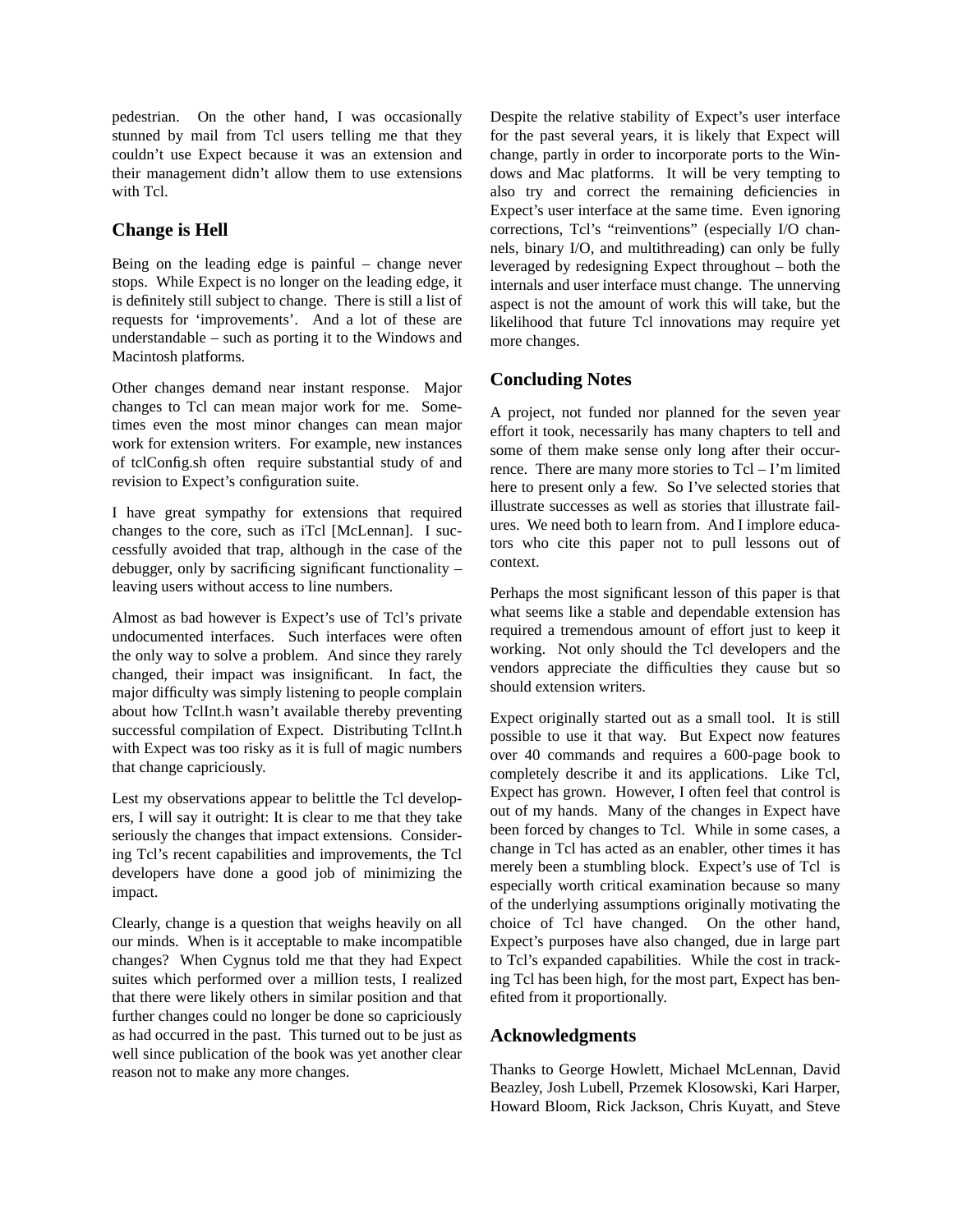pedestrian. On the other hand, I was occasionally stunned by mail from Tcl users telling me that they couldn't use Expect because it was an extension and their management didn't allow them to use extensions with Tcl.

## Change is Hell

Being on the leading edge is painful – change never stops. While Expect is no longer on the leading edge, it is definitely still subject to change. There is still a list of requests for 'improvements'. And a lot of these are understandable – such as porting it to the Windows and Macintosh platforms.

Other changes demand near instant response. Major changes to Tcl can mean major work for me. Sometimes even the most minor changes can mean major work for extension writers. For example, new instances of tclConfig.sh often require substantial study of and revision to Expect's configuration suite.

I have great sympathy for extensions that required changes to the core, such as iTcl [McLennan]. I successfully avoided that trap, although in the case of the debugger, only by sacrificing significant functionality – leaving users without access to line numbers.

Almost as bad however is Expect's use of Tcl's private undocumented interfaces. Such interfaces were often the only way to solve a problem. And since they rarely changed, their impact was insignificant. In fact, the major difficulty was simply listening to people complain about how TclInt.h wasn't available thereby preventing successful compilation of Expect. Distributing TclInt.h with Expect was too risky as it is full of magic numbers that change capriciously.

Lest my observations appear to belittle the Tcl developers, I will say it outright: It is clear to me that they take seriously the changes that impact extensions. Considering Tcl's recent capabilities and improvements, the Tcl developers have done a good job of minimizing the impact.

Clearly, change is a question that weighs heavily on all our minds. When is it acceptable to make incompatible changes? When Cygnus told me that they had Expect suites which performed over a million tests, I realized that there were likely others in similar position and that further changes could no longer be done so capriciously as had occurred in the past. This turned out to be just as well since publication of the book was yet another clear reason not to make any more changes.

Despite the relative stability of Expect's user interface for the past several years, it is likely that Expect will change, partly in order to incorporate ports to the Windows and Mac platforms. It will be very tempting to also try and correct the remaining deficiencies in Expect's user interface at the same time. Even ignoring corrections, Tcl's "reinventions" (especially I/O channels, binary I/O, and multithreading) can only be fully leveraged by redesigning Expect throughout – both the internals and user interface must change. The unnerving aspect is not the amount of work this will take, but the likelihood that future Tcl innovations may require yet more changes.

## Concluding Notes

A project, not funded nor planned for the seven year effort it took, necessarily has many chapters to tell and some of them make sense only long after their occurrence. There are many more stories to Tcl – I'm limited here to present only a few. So I've selected stories that illustrate successes as well as stories that illustrate failures. We need both to learn from. And I implore educators who cite this paper not to pull lessons out of context.

Perhaps the most significant lesson of this paper is that what seems like a stable and dependable extension has required a tremendous amount of effort just to keep it working. Not only should the Tcl developers and the vendors appreciate the difficulties they cause but so should extension writers.

Expect originally started out as a small tool. It is still possible to use it that way. But Expect now features over 40 commands and requires a 600-page book to completely describe it and its applications. Like Tcl, Expect has grown. However, I often feel that control is out of my hands. Many of the changes in Expect have been forced by changes to Tcl. While in some cases, a change in Tcl has acted as an enabler, other times it has merely been a stumbling block. Expect's use of Tcl is especially worth critical examination because so many of the underlying assumptions originally motivating the choice of Tcl have changed. On the other hand, Expect's purposes have also changed, due in large part to Tcl's expanded capabilities. While the cost in tracking Tcl has been high, for the most part, Expect has benefited from it proportionally.

## Acknowledgments

Thanks to George Howlett, Michael McLennan, David Beazley, Josh Lubell, Przemek Klosowski, Kari Harper, Howard Bloom, Rick Jackson, Chris Kuyatt, and Steve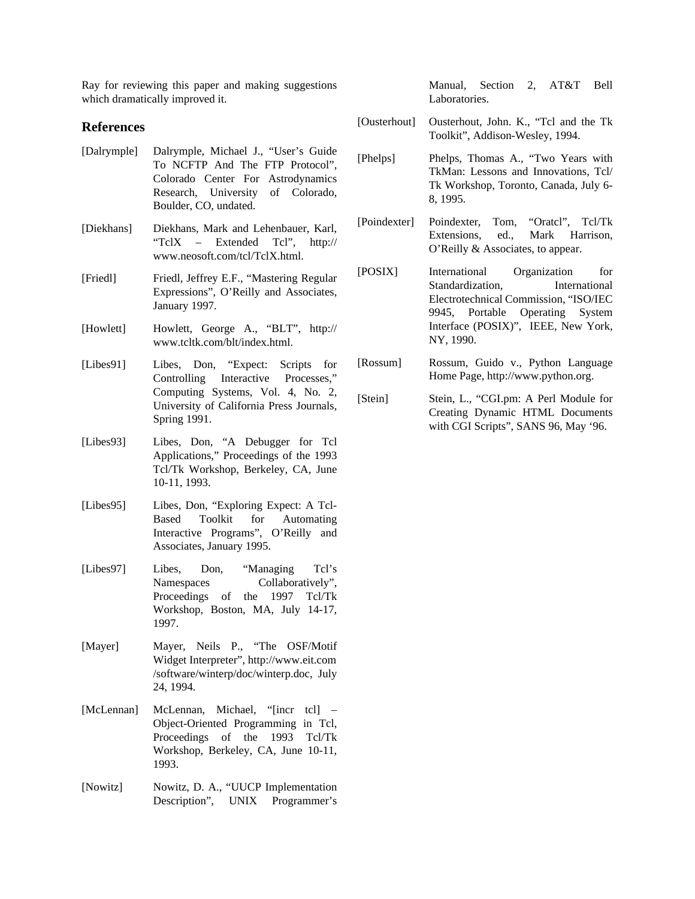Ray for reviewing this paper and making suggestions which dramatically improved it.

## References

[Dalrymple] Dalrymple, Michael J., "User's Guide To NCFTP And The FTP Protocol", Colorado Center For Astrodynamics Research, University of Colorado, Boulder, CO, undated.

[Diekhans] Diekhans, Mark and Lehenbauer, Karl, "TclX – Extended Tcl", http://www.neosoft.com/tcl/TclX.html.

[Friedl] Friedl, Jeffrey E.F., "Mastering Regular Expressions", O'Reilly and Associates, January 1997.

[Howlett] Howlett, George A., "BLT", http://www.tcltk.com/blt/index.html.

[Libes91] Libes, Don, "Expect: Scripts for Controlling Interactive Processes," Computing Systems, Vol. 4, No. 2, University of California Press Journals, Spring 1991.

[Libes93] Libes, Don, "A Debugger for Tcl Applications," Proceedings of the 1993 Tcl/Tk Workshop, Berkeley, CA, June 10-11, 1993.

[Libes95] Libes, Don, "Exploring Expect: A Tcl-Based Toolkit for Automating Interactive Programs", O'Reilly and Associates, January 1995.

[Libes97] Libes, Don, "Managing Tcl's Namespaces Collaboratively", Proceedings of the 1997 Tcl/Tk Workshop, Boston, MA, July 14-17, 1997.

[Mayer] Mayer, Neils P., "The OSF/Motif Widget Interpreter", http://www.eit.com/software/winterp/doc/winterp.doc, July 24, 1994.

[McLennan] McLennan, Michael, "[incr tcl] – Object-Oriented Programming in Tcl, Proceedings of the 1993 Tcl/Tk Workshop, Berkeley, CA, June 10-11, 1993.

[Nowitz] Nowitz, D. A., "UUCP Implementation Description", UNIX Programmer's Manual, Section 2, AT&T Bell Laboratories.

[Ousterhout] Ousterhout, John. K., "Tcl and the Tk Toolkit", Addison-Wesley, 1994.

[Phelps] Phelps, Thomas A., "Two Years with TkMan: Lessons and Innovations, Tcl/Tk Workshop, Toronto, Canada, July 6-8, 1995.

[Poindexter] Poindexter, Tom, "Oratcl", Tcl/Tk Extensions, ed., Mark Harrison, O'Reilly & Associates, to appear.

[POSIX] International Organization for Standardization, International Electrotechnical Commission, "ISO/IEC 9945, Portable Operating System Interface (POSIX)", IEEE, New York, NY, 1990.

[Rossum] Rossum, Guido v., Python Language Home Page, http://www.python.org.

[Stein] Stein, L., "CGI.pm: A Perl Module for Creating Dynamic HTML Documents with CGI Scripts", SANS 96, May '96.